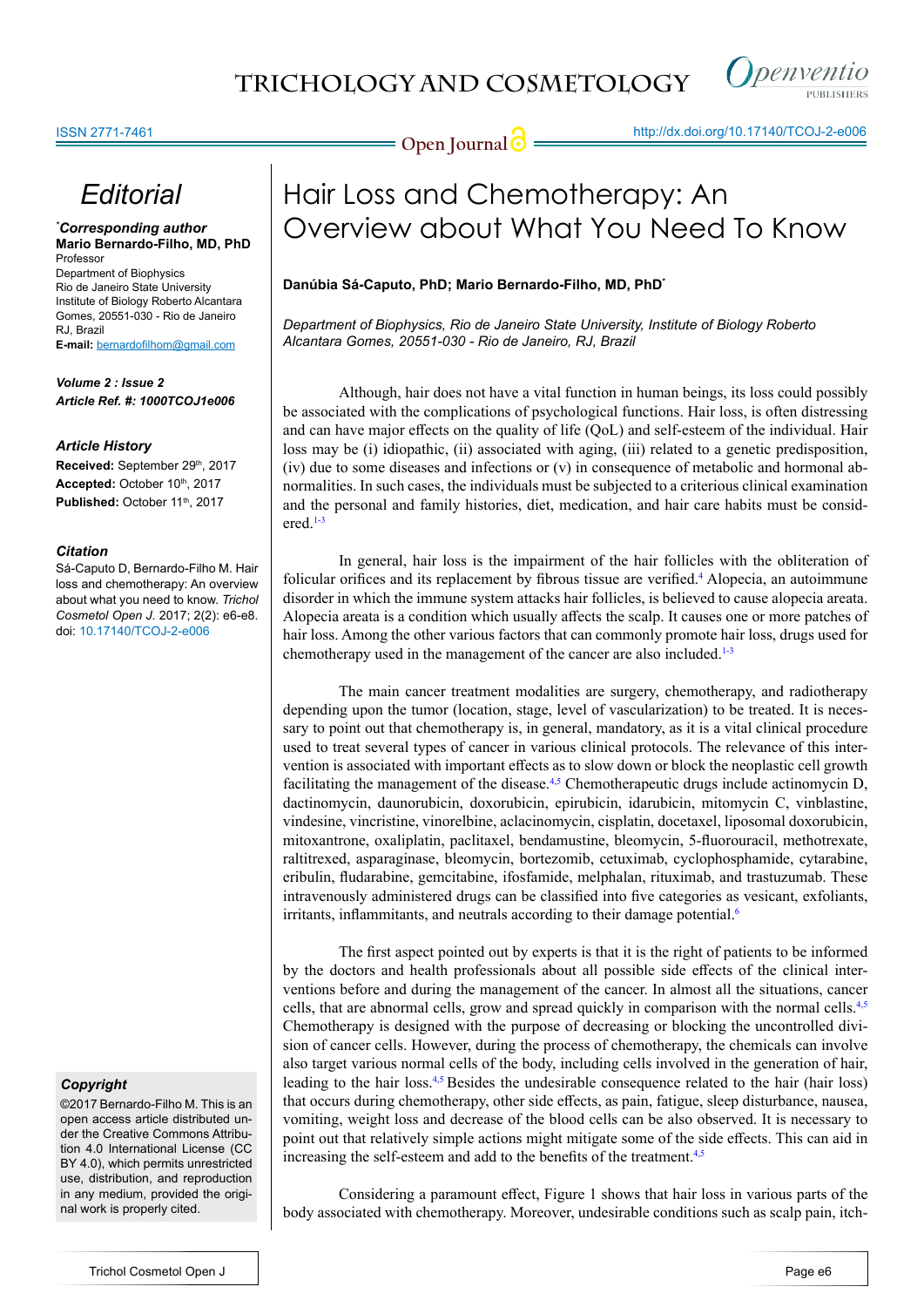Editorial

***Corresponding author**
**Mario Bernardo-Filho, MD, PhD**
Professor
Department of Biophysics
Rio de Janeiro State University
Institute of Biology Roberto Alcantara Gomes, 20551-030 - Rio de Janeiro RJ, Brazil
**E-mail:** bernardofilhom@gmail.com

***Volume 2 : Issue 2***
***Article Ref. #: 1000TCOJ1e006***

***Article History***
**Received:** September 29th, 2017
**Accepted:** October 10th, 2017
**Published:** October 11th, 2017

***Citation***
Sá-Caputo D, Bernardo-Filho M. Hair loss and chemotherapy: An overview about what you need to know. *Trichol Cosmetol Open J*. 2017; 2(2): e6-e8. doi: 10.17140/TCOJ-2-e006

***Copyright***
©2017 Bernardo-Filho M. This is an open access article distributed under the Creative Commons Attribution 4.0 International License (CC BY 4.0), which permits unrestricted use, distribution, and reproduction in any medium, provided the original work is properly cited.

# Hair Loss and Chemotherapy: An Overview about What You Need To Know

**Danúbia Sá-Caputo, PhD; Mario Bernardo-Filho, MD, PhD***

*Department of Biophysics, Rio de Janeiro State University, Institute of Biology Roberto Alcantara Gomes, 20551-030 - Rio de Janeiro, RJ, Brazil*

Although, hair does not have a vital function in human beings, its loss could possibly be associated with the complications of psychological functions. Hair loss, is often distressing and can have major effects on the quality of life (QoL) and self-esteem of the individual. Hair loss may be (i) idiopathic, (ii) associated with aging, (iii) related to a genetic predisposition, (iv) due to some diseases and infections or (v) in consequence of metabolic and hormonal abnormalities. In such cases, the individuals must be subjected to a criterious clinical examination and the personal and family histories, diet, medication, and hair care habits must be considered.[1-3]

In general, hair loss is the impairment of the hair follicles with the obliteration of folicular orifices and its replacement by fibrous tissue are verified.[4] Alopecia, an autoimmune disorder in which the immune system attacks hair follicles, is believed to cause alopecia areata. Alopecia areata is a condition which usually affects the scalp. It causes one or more patches of hair loss. Among the other various factors that can commonly promote hair loss, drugs used for chemotherapy used in the management of the cancer are also included.[1-3]

The main cancer treatment modalities are surgery, chemotherapy, and radiotherapy depending upon the tumor (location, stage, level of vascularization) to be treated. It is necessary to point out that chemotherapy is, in general, mandatory, as it is a vital clinical procedure used to treat several types of cancer in various clinical protocols. The relevance of this intervention is associated with important effects as to slow down or block the neoplastic cell growth facilitating the management of the disease.[4,5] Chemotherapeutic drugs include actinomycin D, dactinomycin, daunorubicin, doxorubicin, epirubicin, idarubicin, mitomycin C, vinblastine, vindesine, vincristine, vinorelbine, aclacinomycin, cisplatin, docetaxel, liposomal doxorubicin, mitoxantrone, oxaliplatin, paclitaxel, bendamustine, bleomycin, 5-fluorouracil, methotrexate, raltitrexed, asparaginase, bleomycin, bortezomib, cetuximab, cyclophosphamide, cytarabine, eribulin, fludarabine, gemcitabine, ifosfamide, melphalan, rituximab, and trastuzumab. These intravenously administered drugs can be classified into five categories as vesicant, exfoliants, irritants, inflammitants, and neutrals according to their damage potential.[6]

The first aspect pointed out by experts is that it is the right of patients to be informed by the doctors and health professionals about all possible side effects of the clinical interventions before and during the management of the cancer. In almost all the situations, cancer cells, that are abnormal cells, grow and spread quickly in comparison with the normal cells.[4,5] Chemotherapy is designed with the purpose of decreasing or blocking the uncontrolled division of cancer cells. However, during the process of chemotherapy, the chemicals can involve also target various normal cells of the body, including cells involved in the generation of hair, leading to the hair loss.[4,5] Besides the undesirable consequence related to the hair (hair loss) that occurs during chemotherapy, other side effects, as pain, fatigue, sleep disturbance, nausea, vomiting, weight loss and decrease of the blood cells can be also observed. It is necessary to point out that relatively simple actions might mitigate some of the side effects. This can aid in increasing the self-esteem and add to the benefits of the treatment.[4,5]

Considering a paramount effect, Figure 1 shows that hair loss in various parts of the body associated with chemotherapy. Moreover, undesirable conditions such as scalp pain, itch-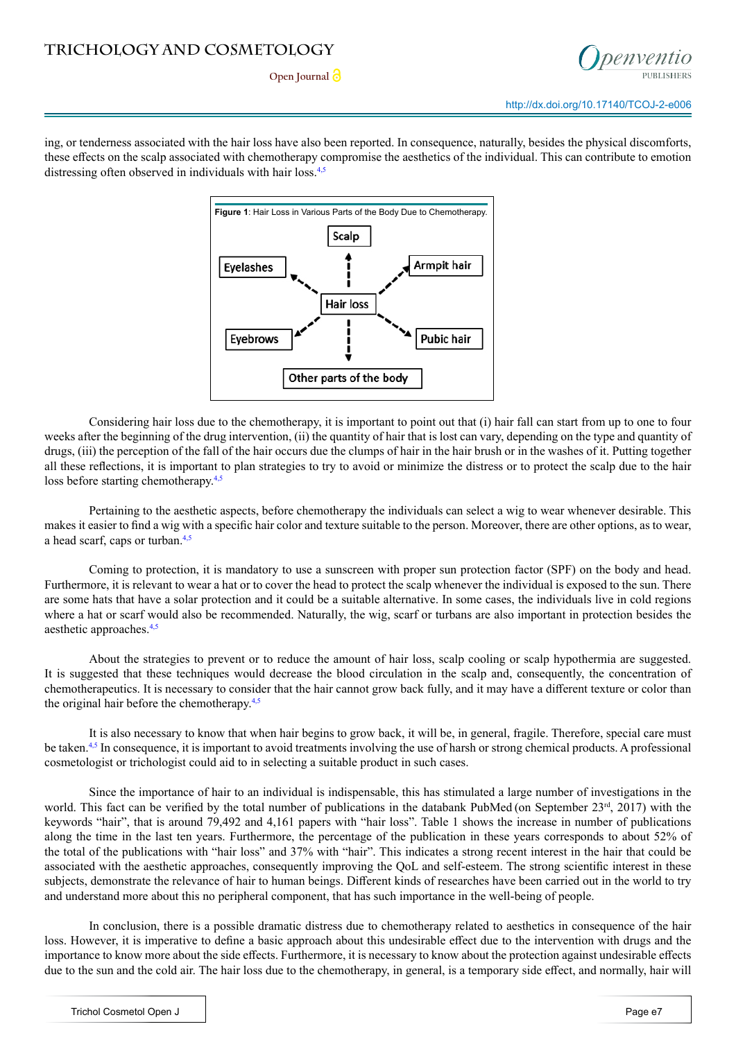ing, or tenderness associated with the hair loss have also been reported. In consequence, naturally, besides the physical discomforts, these effects on the scalp associated with chemotherapy compromise the aesthetics of the individual. This can contribute to emotion distressing often observed in individuals with hair loss.[4,5]

**Figure 1**: Hair Loss in Various Parts of the Body Due to Chemotherapy.

Hair loss → Scalp; Eyelashes; Armpit hair; Eyebrows; Pubic hair; Other parts of the body

Considering hair loss due to the chemotherapy, it is important to point out that (i) hair fall can start from up to one to four weeks after the beginning of the drug intervention, (ii) the quantity of hair that is lost can vary, depending on the type and quantity of drugs, (iii) the perception of the fall of the hair occurs due the clumps of hair in the hair brush or in the washes of it. Putting together all these reflections, it is important to plan strategies to try to avoid or minimize the distress or to protect the scalp due to the hair loss before starting chemotherapy.[4,5]

Pertaining to the aesthetic aspects, before chemotherapy the individuals can select a wig to wear whenever desirable. This makes it easier to find a wig with a specific hair color and texture suitable to the person. Moreover, there are other options, as to wear, a head scarf, caps or turban.[4,5]

Coming to protection, it is mandatory to use a sunscreen with proper sun protection factor (SPF) on the body and head. Furthermore, it is relevant to wear a hat or to cover the head to protect the scalp whenever the individual is exposed to the sun. There are some hats that have a solar protection and it could be a suitable alternative. In some cases, the individuals live in cold regions where a hat or scarf would also be recommended. Naturally, the wig, scarf or turbans are also important in protection besides the aesthetic approaches.[4,5]

About the strategies to prevent or to reduce the amount of hair loss, scalp cooling or scalp hypothermia are suggested. It is suggested that these techniques would decrease the blood circulation in the scalp and, consequently, the concentration of chemotherapeutics. It is necessary to consider that the hair cannot grow back fully, and it may have a different texture or color than the original hair before the chemotherapy.[4,5]

It is also necessary to know that when hair begins to grow back, it will be, in general, fragile. Therefore, special care must be taken.[4,5] In consequence, it is important to avoid treatments involving the use of harsh or strong chemical products. A professional cosmetologist or trichologist could aid to in selecting a suitable product in such cases.

Since the importance of hair to an individual is indispensable, this has stimulated a large number of investigations in the world. This fact can be verified by the total number of publications in the databank PubMed (on September 23rd, 2017) with the keywords "hair", that is around 79,492 and 4,161 papers with "hair loss". Table 1 shows the increase in number of publications along the time in the last ten years. Furthermore, the percentage of the publication in these years corresponds to about 52% of the total of the publications with "hair loss" and 37% with "hair". This indicates a strong recent interest in the hair that could be associated with the aesthetic approaches, consequently improving the QoL and self-esteem. The strong scientific interest in these subjects, demonstrate the relevance of hair to human beings. Different kinds of researches have been carried out in the world to try and understand more about this no peripheral component, that has such importance in the well-being of people.

In conclusion, there is a possible dramatic distress due to chemotherapy related to aesthetics in consequence of the hair loss. However, it is imperative to define a basic approach about this undesirable effect due to the intervention with drugs and the importance to know more about the side effects. Furthermore, it is necessary to know about the protection against undesirable effects due to the sun and the cold air. The hair loss due to the chemotherapy, in general, is a temporary side effect, and normally, hair will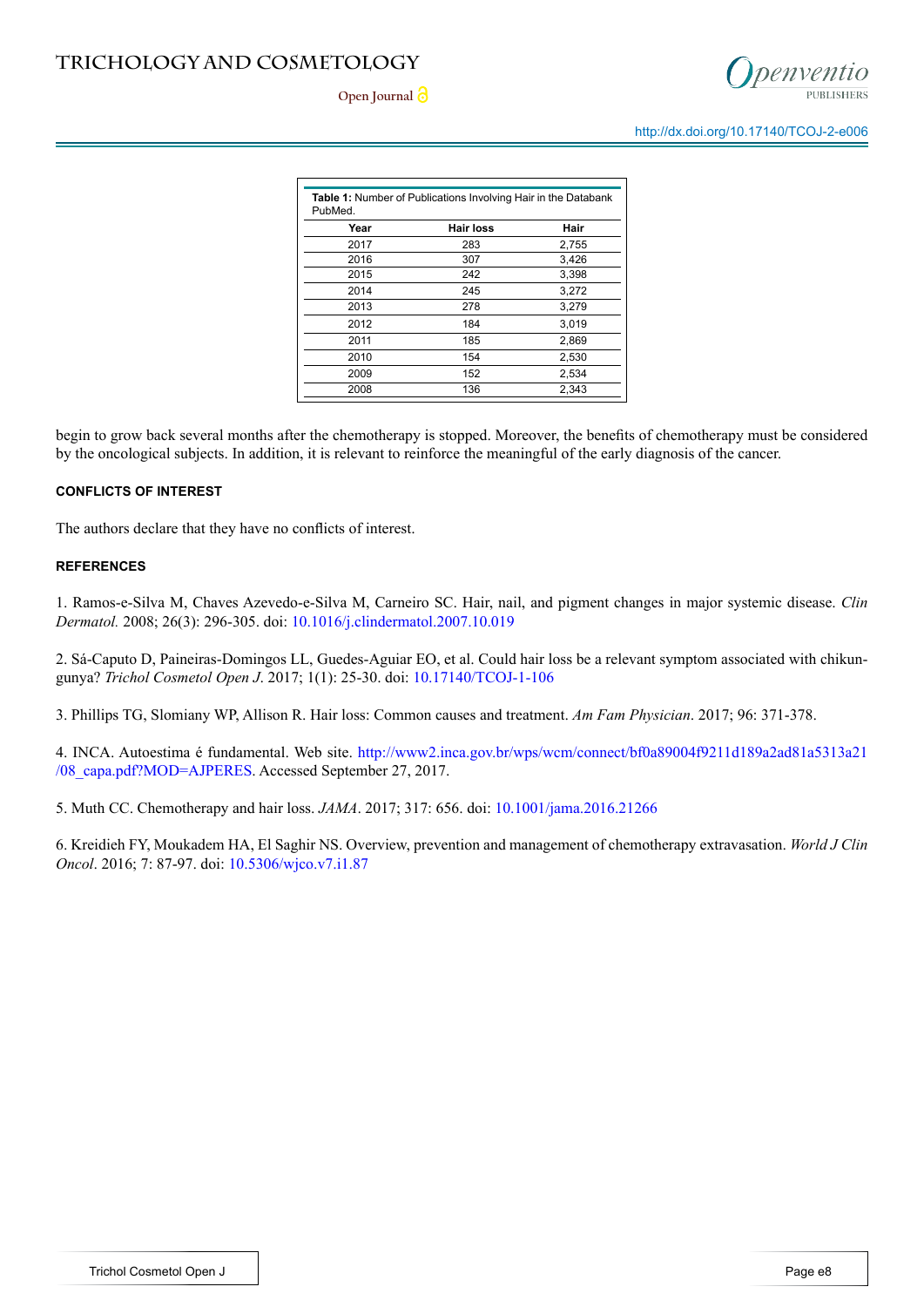**Table 1:** Number of Publications Involving Hair in the Databank PubMed.

| Year | Hair loss | Hair |
|---|---|---|
| 2017 | 283 | 2,755 |
| 2016 | 307 | 3,426 |
| 2015 | 242 | 3,398 |
| 2014 | 245 | 3,272 |
| 2013 | 278 | 3,279 |
| 2012 | 184 | 3,019 |
| 2011 | 185 | 2,869 |
| 2010 | 154 | 2,530 |
| 2009 | 152 | 2,534 |
| 2008 | 136 | 2,343 |

begin to grow back several months after the chemotherapy is stopped. Moreover, the benefits of chemotherapy must be considered by the oncological subjects. In addition, it is relevant to reinforce the meaningful of the early diagnosis of the cancer.

**CONFLICTS OF INTEREST**

The authors declare that they have no conflicts of interest.

**REFERENCES**

1. Ramos-e-Silva M, Chaves Azevedo-e-Silva M, Carneiro SC. Hair, nail, and pigment changes in major systemic disease. *Clin Dermatol.* 2008; 26(3): 296-305. doi: 10.1016/j.clindermatol.2007.10.019

2. Sá-Caputo D, Paineiras-Domingos LL, Guedes-Aguiar EO, et al. Could hair loss be a relevant symptom associated with chikungunya? *Trichol Cosmetol Open J*. 2017; 1(1): 25-30. doi: 10.17140/TCOJ-1-106

3. Phillips TG, Slomiany WP, Allison R. Hair loss: Common causes and treatment. *Am Fam Physician*. 2017; 96: 371-378.

4. INCA. Autoestima é fundamental. Web site. http://www2.inca.gov.br/wps/wcm/connect/bf0a89004f9211d189a2ad81a5313a21/08_capa.pdf?MOD=AJPERES. Accessed September 27, 2017.

5. Muth CC. Chemotherapy and hair loss. *JAMA*. 2017; 317: 656. doi: 10.1001/jama.2016.21266

6. Kreidieh FY, Moukadem HA, El Saghir NS. Overview, prevention and management of chemotherapy extravasation. *World J Clin Oncol*. 2016; 7: 87-97. doi: 10.5306/wjco.v7.i1.87